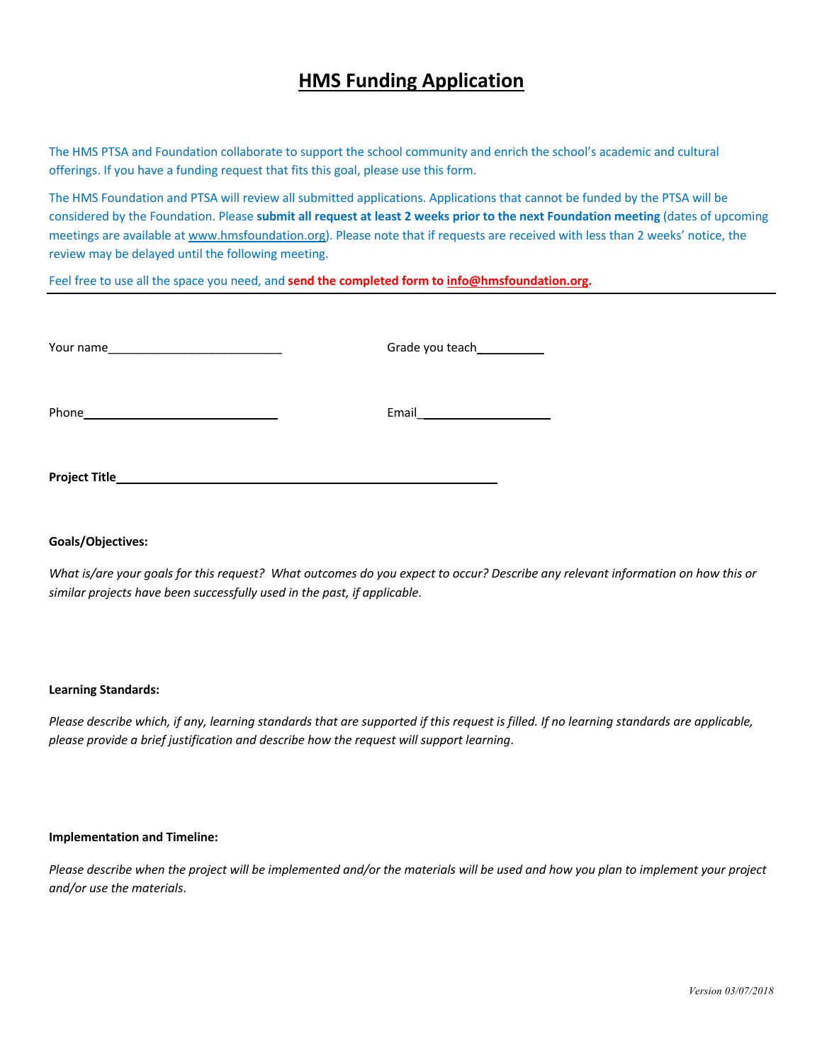# HMS Funding Application

The HMS PTSA and Foundation collaborate to support the school community and enrich the school's academic and cultural offerings. If you have a funding request that fits this goal, please use this form.

The HMS Foundation and PTSA will review all submitted applications. Applications that cannot be funded by the PTSA will be considered by the Foundation. Please **submit all request at least 2 weeks prior to the next Foundation meeting** (dates of upcoming meetings are available at www.hmsfoundation.org). Please note that if requests are received with less than 2 weeks' notice, the review may be delayed until the following meeting.

Feel free to use all the space you need, and **send the completed form to info@hmsfoundation.org.**

---

Your name___________________________ Grade you teach__________

Phone______________________________ Email____________________

**Project Title**____________________________________________________________

**Goals/Objectives:**

*What is/are your goals for this request? What outcomes do you expect to occur? Describe any relevant information on how this or similar projects have been successfully used in the past, if applicable.*

**Learning Standards:**

*Please describe which, if any, learning standards that are supported if this request is filled. If no learning standards are applicable, please provide a brief justification and describe how the request will support learning.*

**Implementation and Timeline:**

*Please describe when the project will be implemented and/or the materials will be used and how you plan to implement your project and/or use the materials.*

*Version 03/07/2018*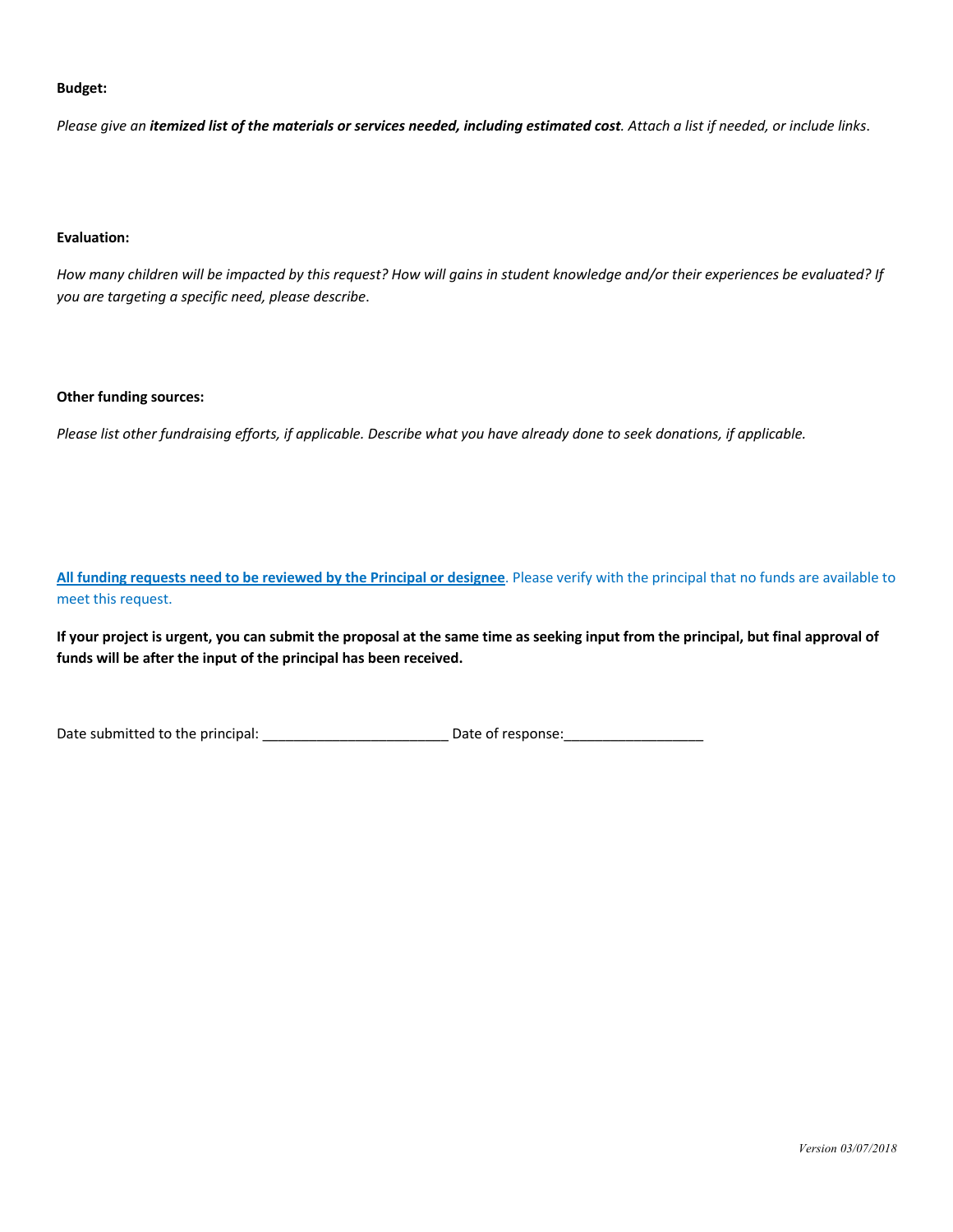**Budget:**

*Please give an **itemized list of the materials or services needed, including estimated cost**. Attach a list if needed, or include links*.

**Evaluation:**

*How many children will be impacted by this request? How will gains in student knowledge and/or their experiences be evaluated? If you are targeting a specific need, please describe*.

**Other funding sources:**

*Please list other fundraising efforts, if applicable. Describe what you have already done to seek donations, if applicable.*

**All funding requests need to be reviewed by the Principal or designee**. Please verify with the principal that no funds are available to meet this request.

**If your project is urgent, you can submit the proposal at the same time as seeking input from the principal, but final approval of funds will be after the input of the principal has been received.**

Date submitted to the principal: ________________________ Date of response:__________________

*Version 03/07/2018*